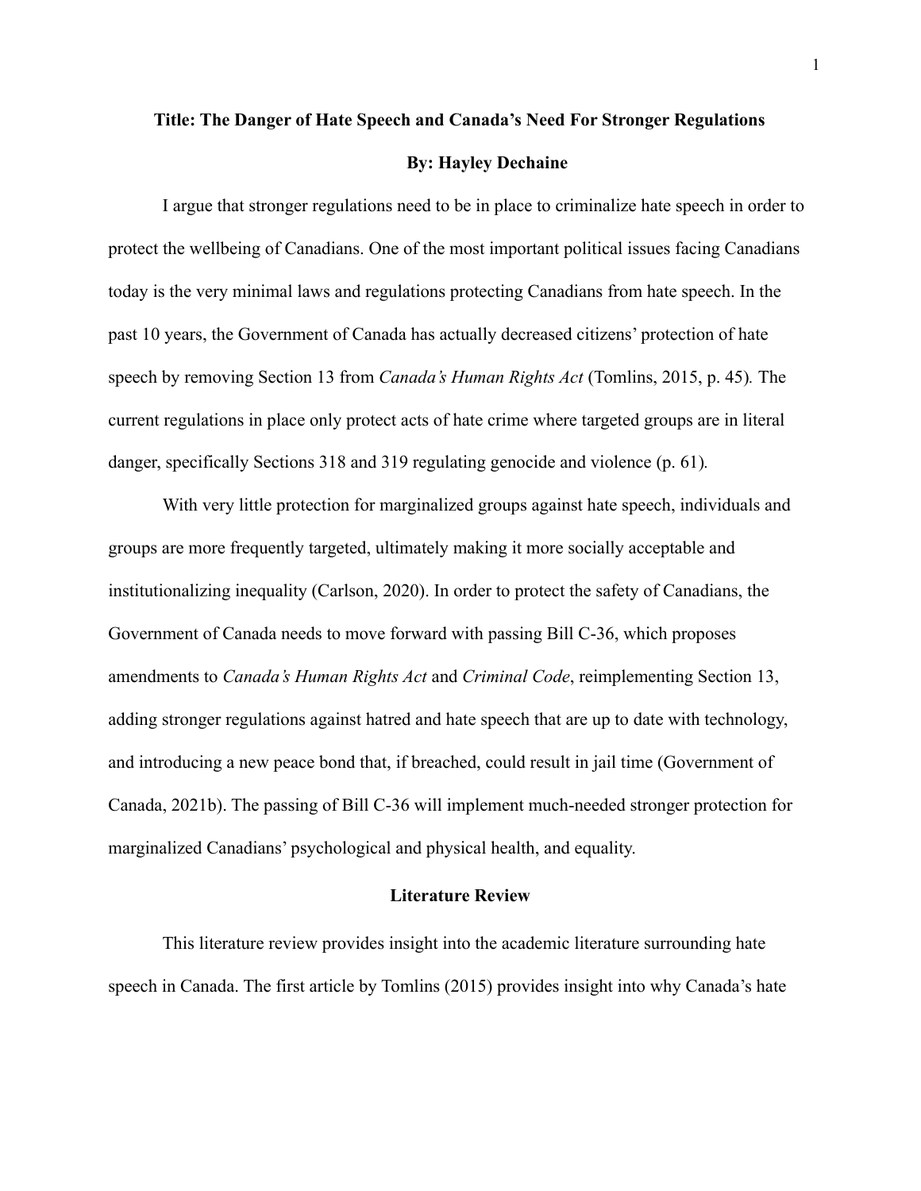# Title: The Danger of Hate Speech and Canada's Need For Stronger Regulations

**By: Hayley Dechaine**

I argue that stronger regulations need to be in place to criminalize hate speech in order to protect the wellbeing of Canadians. One of the most important political issues facing Canadians today is the very minimal laws and regulations protecting Canadians from hate speech. In the past 10 years, the Government of Canada has actually decreased citizens' protection of hate speech by removing Section 13 from *Canada's Human Rights Act* (Tomlins, 2015, p. 45). The current regulations in place only protect acts of hate crime where targeted groups are in literal danger, specifically Sections 318 and 319 regulating genocide and violence (p. 61).

With very little protection for marginalized groups against hate speech, individuals and groups are more frequently targeted, ultimately making it more socially acceptable and institutionalizing inequality (Carlson, 2020). In order to protect the safety of Canadians, the Government of Canada needs to move forward with passing Bill C-36, which proposes amendments to *Canada's Human Rights Act* and *Criminal Code*, reimplementing Section 13, adding stronger regulations against hatred and hate speech that are up to date with technology, and introducing a new peace bond that, if breached, could result in jail time (Government of Canada, 2021b). The passing of Bill C-36 will implement much-needed stronger protection for marginalized Canadians' psychological and physical health, and equality.

## Literature Review

This literature review provides insight into the academic literature surrounding hate speech in Canada. The first article by Tomlins (2015) provides insight into why Canada's hate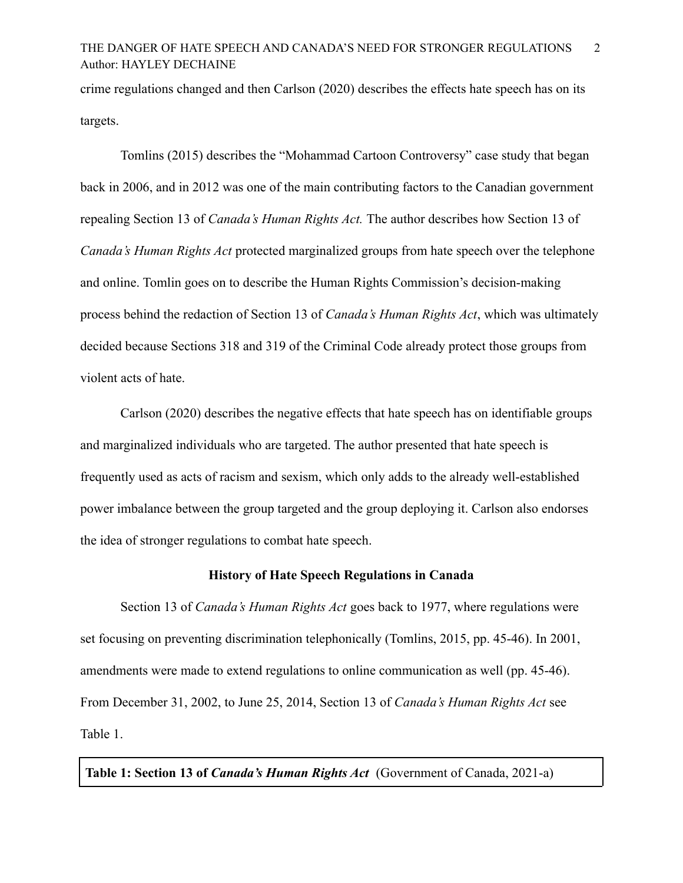crime regulations changed and then Carlson (2020) describes the effects hate speech has on its targets.

Tomlins (2015) describes the "Mohammad Cartoon Controversy" case study that began back in 2006, and in 2012 was one of the main contributing factors to the Canadian government repealing Section 13 of *Canada's Human Rights Act.* The author describes how Section 13 of *Canada's Human Rights Act* protected marginalized groups from hate speech over the telephone and online. Tomlin goes on to describe the Human Rights Commission's decision-making process behind the redaction of Section 13 of *Canada's Human Rights Act*, which was ultimately decided because Sections 318 and 319 of the Criminal Code already protect those groups from violent acts of hate.

Carlson (2020) describes the negative effects that hate speech has on identifiable groups and marginalized individuals who are targeted. The author presented that hate speech is frequently used as acts of racism and sexism, which only adds to the already well-established power imbalance between the group targeted and the group deploying it. Carlson also endorses the idea of stronger regulations to combat hate speech.

### History of Hate Speech Regulations in Canada

Section 13 of *Canada's Human Rights Act* goes back to 1977, where regulations were set focusing on preventing discrimination telephonically (Tomlins, 2015, pp. 45-46). In 2001, amendments were made to extend regulations to online communication as well (pp. 45-46). From December 31, 2002, to June 25, 2014, Section 13 of *Canada's Human Rights Act* see Table 1.

**Table 1: Section 13 of *Canada's Human Rights Act*** (Government of Canada, 2021-a)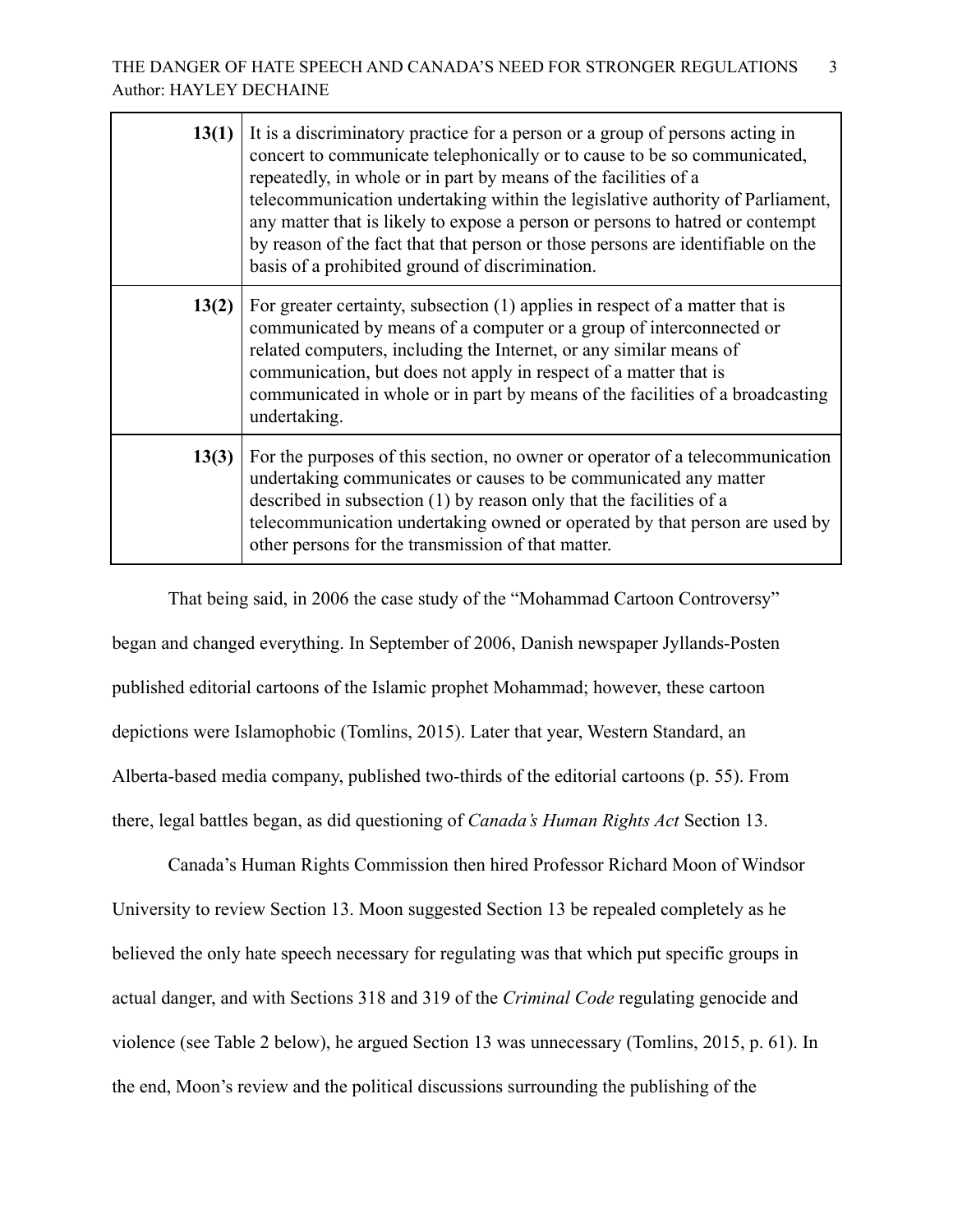| | |
|---|---|
| **13(1)** | It is a discriminatory practice for a person or a group of persons acting in concert to communicate telephonically or to cause to be so communicated, repeatedly, in whole or in part by means of the facilities of a telecommunication undertaking within the legislative authority of Parliament, any matter that is likely to expose a person or persons to hatred or contempt by reason of the fact that that person or those persons are identifiable on the basis of a prohibited ground of discrimination. |
| **13(2)** | For greater certainty, subsection (1) applies in respect of a matter that is communicated by means of a computer or a group of interconnected or related computers, including the Internet, or any similar means of communication, but does not apply in respect of a matter that is communicated in whole or in part by means of the facilities of a broadcasting undertaking. |
| **13(3)** | For the purposes of this section, no owner or operator of a telecommunication undertaking communicates or causes to be communicated any matter described in subsection (1) by reason only that the facilities of a telecommunication undertaking owned or operated by that person are used by other persons for the transmission of that matter. |

That being said, in 2006 the case study of the "Mohammad Cartoon Controversy" began and changed everything. In September of 2006, Danish newspaper Jyllands-Posten published editorial cartoons of the Islamic prophet Mohammad; however, these cartoon depictions were Islamophobic (Tomlins, 2015). Later that year, Western Standard, an Alberta-based media company, published two-thirds of the editorial cartoons (p. 55). From there, legal battles began, as did questioning of *Canada's Human Rights Act* Section 13.

Canada's Human Rights Commission then hired Professor Richard Moon of Windsor University to review Section 13. Moon suggested Section 13 be repealed completely as he believed the only hate speech necessary for regulating was that which put specific groups in actual danger, and with Sections 318 and 319 of the *Criminal Code* regulating genocide and violence (see Table 2 below), he argued Section 13 was unnecessary (Tomlins, 2015, p. 61). In the end, Moon's review and the political discussions surrounding the publishing of the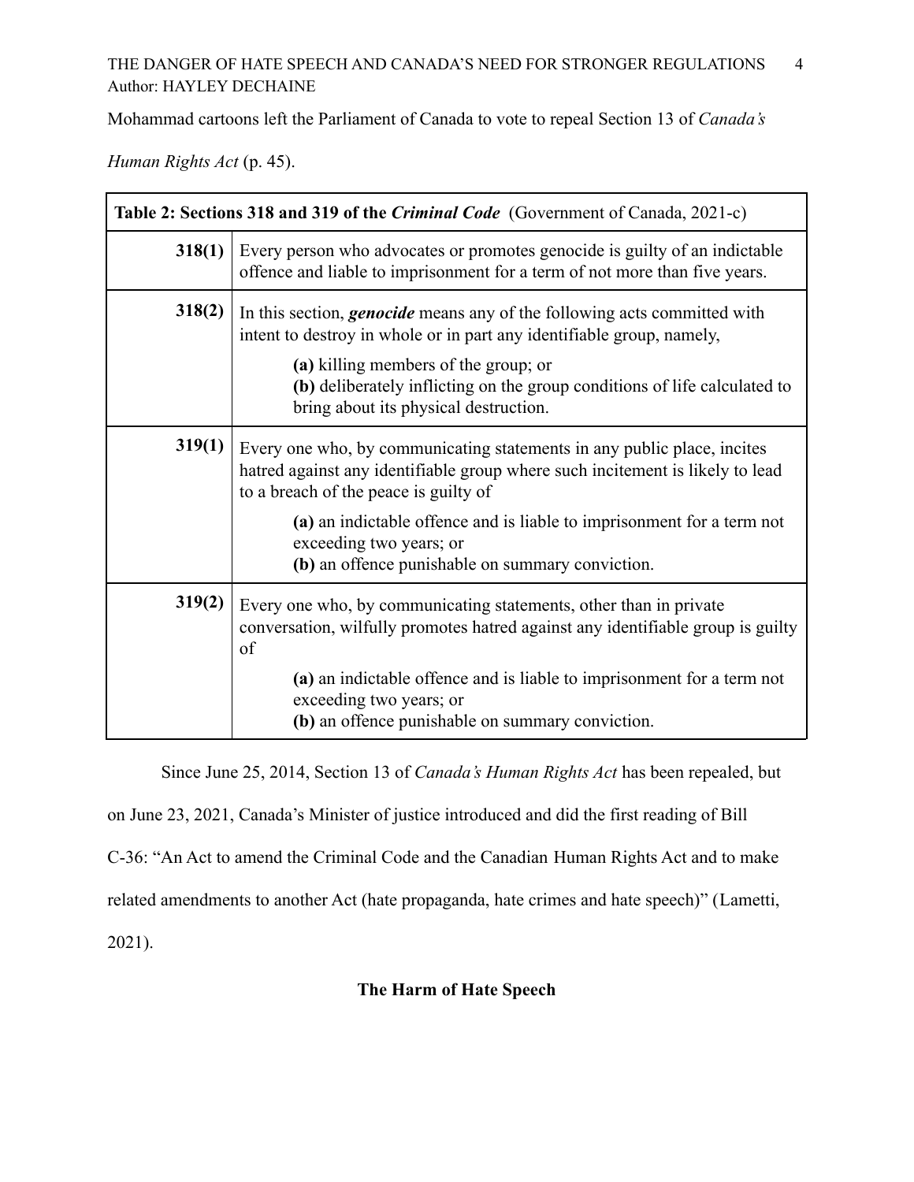Mohammad cartoons left the Parliament of Canada to vote to repeal Section 13 of *Canada's Human Rights Act* (p. 45).

| **Table 2: Sections 318 and 319 of the *Criminal Code*** (Government of Canada, 2021-c) | |
|---|---|
| **318(1)** | Every person who advocates or promotes genocide is guilty of an indictable offence and liable to imprisonment for a term of not more than five years. |
| **318(2)** | In this section, ***genocide*** means any of the following acts committed with intent to destroy in whole or in part any identifiable group, namely,<br>**(a)** killing members of the group; or<br>**(b)** deliberately inflicting on the group conditions of life calculated to bring about its physical destruction. |
| **319(1)** | Every one who, by communicating statements in any public place, incites hatred against any identifiable group where such incitement is likely to lead to a breach of the peace is guilty of<br>**(a)** an indictable offence and is liable to imprisonment for a term not exceeding two years; or<br>**(b)** an offence punishable on summary conviction. |
| **319(2)** | Every one who, by communicating statements, other than in private conversation, wilfully promotes hatred against any identifiable group is guilty of<br>**(a)** an indictable offence and is liable to imprisonment for a term not exceeding two years; or<br>**(b)** an offence punishable on summary conviction. |

Since June 25, 2014, Section 13 of *Canada's Human Rights Act* has been repealed, but on June 23, 2021, Canada's Minister of justice introduced and did the first reading of Bill C-36: "An Act to amend the Criminal Code and the Canadian Human Rights Act and to make related amendments to another Act (hate propaganda, hate crimes and hate speech)" (Lametti, 2021).

## The Harm of Hate Speech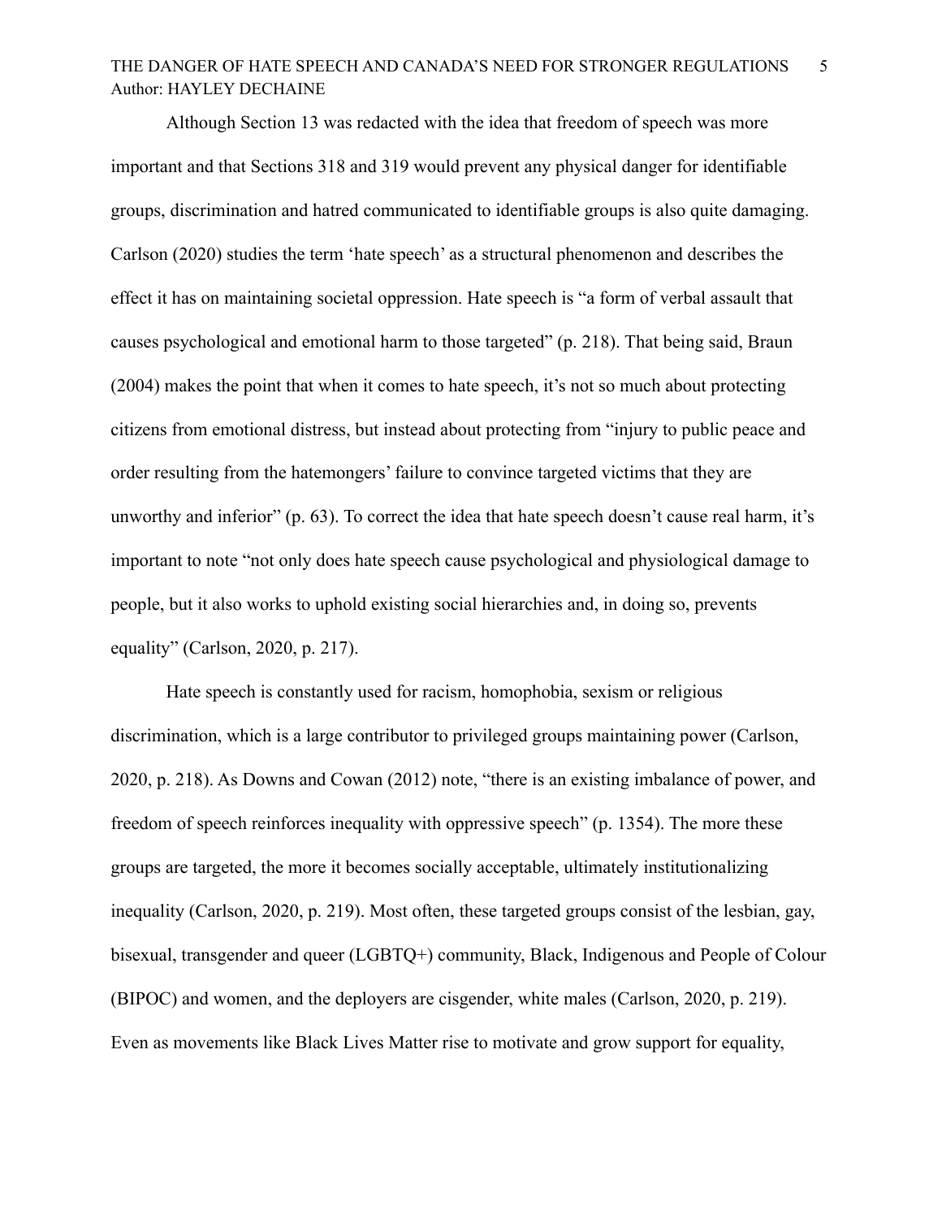Although Section 13 was redacted with the idea that freedom of speech was more important and that Sections 318 and 319 would prevent any physical danger for identifiable groups, discrimination and hatred communicated to identifiable groups is also quite damaging. Carlson (2020) studies the term 'hate speech' as a structural phenomenon and describes the effect it has on maintaining societal oppression. Hate speech is "a form of verbal assault that causes psychological and emotional harm to those targeted" (p. 218). That being said, Braun (2004) makes the point that when it comes to hate speech, it's not so much about protecting citizens from emotional distress, but instead about protecting from "injury to public peace and order resulting from the hatemongers' failure to convince targeted victims that they are unworthy and inferior" (p. 63). To correct the idea that hate speech doesn't cause real harm, it's important to note "not only does hate speech cause psychological and physiological damage to people, but it also works to uphold existing social hierarchies and, in doing so, prevents equality" (Carlson, 2020, p. 217).

Hate speech is constantly used for racism, homophobia, sexism or religious discrimination, which is a large contributor to privileged groups maintaining power (Carlson, 2020, p. 218). As Downs and Cowan (2012) note, "there is an existing imbalance of power, and freedom of speech reinforces inequality with oppressive speech" (p. 1354). The more these groups are targeted, the more it becomes socially acceptable, ultimately institutionalizing inequality (Carlson, 2020, p. 219). Most often, these targeted groups consist of the lesbian, gay, bisexual, transgender and queer (LGBTQ+) community, Black, Indigenous and People of Colour (BIPOC) and women, and the deployers are cisgender, white males (Carlson, 2020, p. 219). Even as movements like Black Lives Matter rise to motivate and grow support for equality,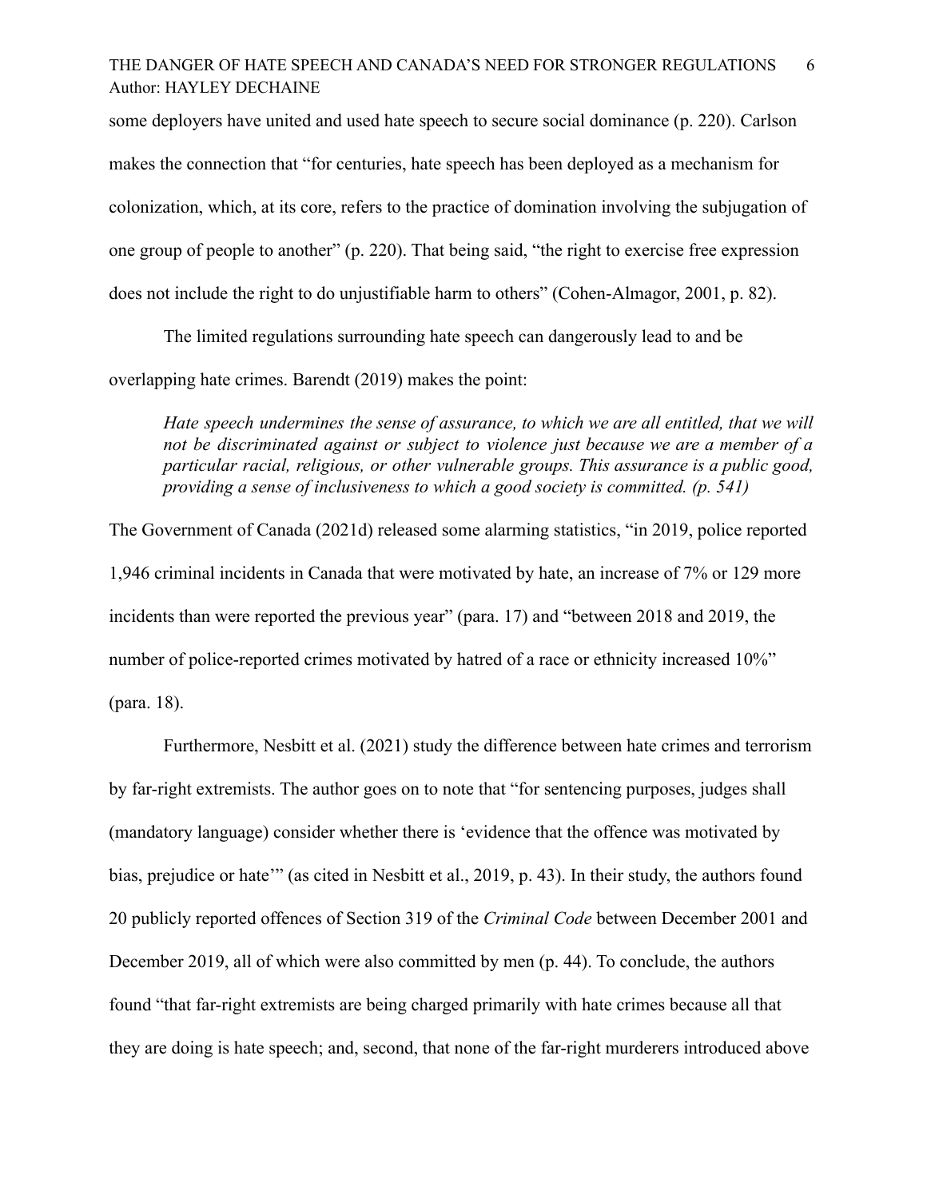some deployers have united and used hate speech to secure social dominance (p. 220). Carlson makes the connection that "for centuries, hate speech has been deployed as a mechanism for colonization, which, at its core, refers to the practice of domination involving the subjugation of one group of people to another" (p. 220). That being said, "the right to exercise free expression does not include the right to do unjustifiable harm to others" (Cohen-Almagor, 2001, p. 82).

The limited regulations surrounding hate speech can dangerously lead to and be overlapping hate crimes. Barendt (2019) makes the point:

> *Hate speech undermines the sense of assurance, to which we are all entitled, that we will not be discriminated against or subject to violence just because we are a member of a particular racial, religious, or other vulnerable groups. This assurance is a public good, providing a sense of inclusiveness to which a good society is committed. (p. 541)*

The Government of Canada (2021d) released some alarming statistics, "in 2019, police reported 1,946 criminal incidents in Canada that were motivated by hate, an increase of 7% or 129 more incidents than were reported the previous year" (para. 17) and "between 2018 and 2019, the number of police-reported crimes motivated by hatred of a race or ethnicity increased 10%" (para. 18).

Furthermore, Nesbitt et al. (2021) study the difference between hate crimes and terrorism by far-right extremists. The author goes on to note that "for sentencing purposes, judges shall (mandatory language) consider whether there is 'evidence that the offence was motivated by bias, prejudice or hate'" (as cited in Nesbitt et al., 2019, p. 43). In their study, the authors found 20 publicly reported offences of Section 319 of the *Criminal Code* between December 2001 and December 2019, all of which were also committed by men (p. 44). To conclude, the authors found "that far-right extremists are being charged primarily with hate crimes because all that they are doing is hate speech; and, second, that none of the far-right murderers introduced above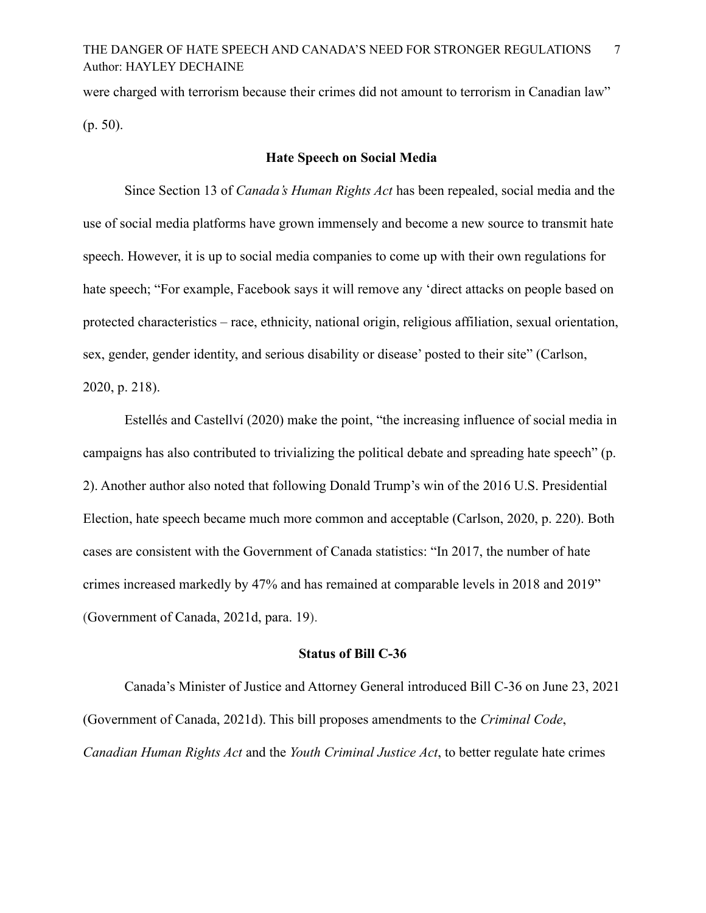were charged with terrorism because their crimes did not amount to terrorism in Canadian law" (p. 50).

## Hate Speech on Social Media

Since Section 13 of *Canada's Human Rights Act* has been repealed, social media and the use of social media platforms have grown immensely and become a new source to transmit hate speech. However, it is up to social media companies to come up with their own regulations for hate speech; "For example, Facebook says it will remove any 'direct attacks on people based on protected characteristics – race, ethnicity, national origin, religious affiliation, sexual orientation, sex, gender, gender identity, and serious disability or disease' posted to their site" (Carlson, 2020, p. 218).

Estellés and Castellví (2020) make the point, "the increasing influence of social media in campaigns has also contributed to trivializing the political debate and spreading hate speech" (p. 2). Another author also noted that following Donald Trump's win of the 2016 U.S. Presidential Election, hate speech became much more common and acceptable (Carlson, 2020, p. 220). Both cases are consistent with the Government of Canada statistics: "In 2017, the number of hate crimes increased markedly by 47% and has remained at comparable levels in 2018 and 2019" (Government of Canada, 2021d, para. 19).

## Status of Bill C-36

Canada's Minister of Justice and Attorney General introduced Bill C-36 on June 23, 2021 (Government of Canada, 2021d). This bill proposes amendments to the *Criminal Code*, *Canadian Human Rights Act* and the *Youth Criminal Justice Act*, to better regulate hate crimes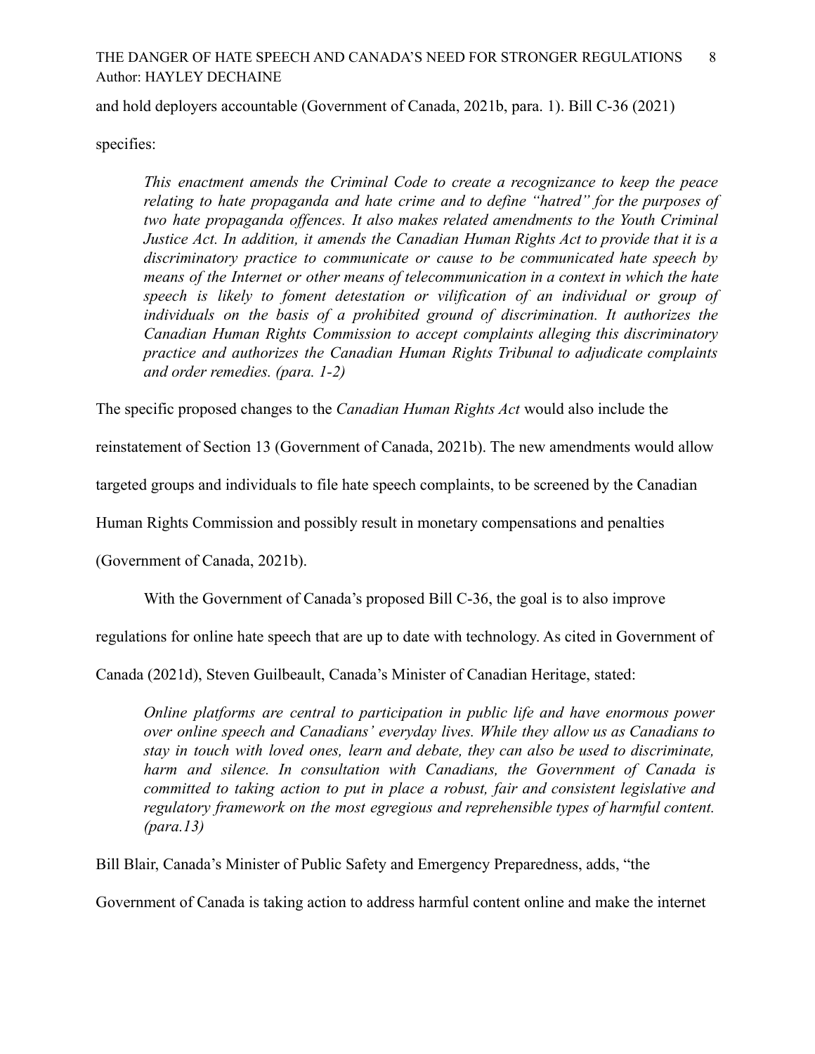and hold deployers accountable (Government of Canada, 2021b, para. 1). Bill C-36 (2021) specifies:

> *This enactment amends the Criminal Code to create a recognizance to keep the peace relating to hate propaganda and hate crime and to define "hatred" for the purposes of two hate propaganda offences. It also makes related amendments to the Youth Criminal Justice Act. In addition, it amends the Canadian Human Rights Act to provide that it is a discriminatory practice to communicate or cause to be communicated hate speech by means of the Internet or other means of telecommunication in a context in which the hate speech is likely to foment detestation or vilification of an individual or group of individuals on the basis of a prohibited ground of discrimination. It authorizes the Canadian Human Rights Commission to accept complaints alleging this discriminatory practice and authorizes the Canadian Human Rights Tribunal to adjudicate complaints and order remedies. (para. 1-2)*

The specific proposed changes to the *Canadian Human Rights Act* would also include the reinstatement of Section 13 (Government of Canada, 2021b). The new amendments would allow targeted groups and individuals to file hate speech complaints, to be screened by the Canadian Human Rights Commission and possibly result in monetary compensations and penalties (Government of Canada, 2021b).

With the Government of Canada's proposed Bill C-36, the goal is to also improve regulations for online hate speech that are up to date with technology. As cited in Government of Canada (2021d), Steven Guilbeault, Canada's Minister of Canadian Heritage, stated:

> *Online platforms are central to participation in public life and have enormous power over online speech and Canadians' everyday lives. While they allow us as Canadians to stay in touch with loved ones, learn and debate, they can also be used to discriminate, harm and silence. In consultation with Canadians, the Government of Canada is committed to taking action to put in place a robust, fair and consistent legislative and regulatory framework on the most egregious and reprehensible types of harmful content. (para.13)*

Bill Blair, Canada's Minister of Public Safety and Emergency Preparedness, adds, "the Government of Canada is taking action to address harmful content online and make the internet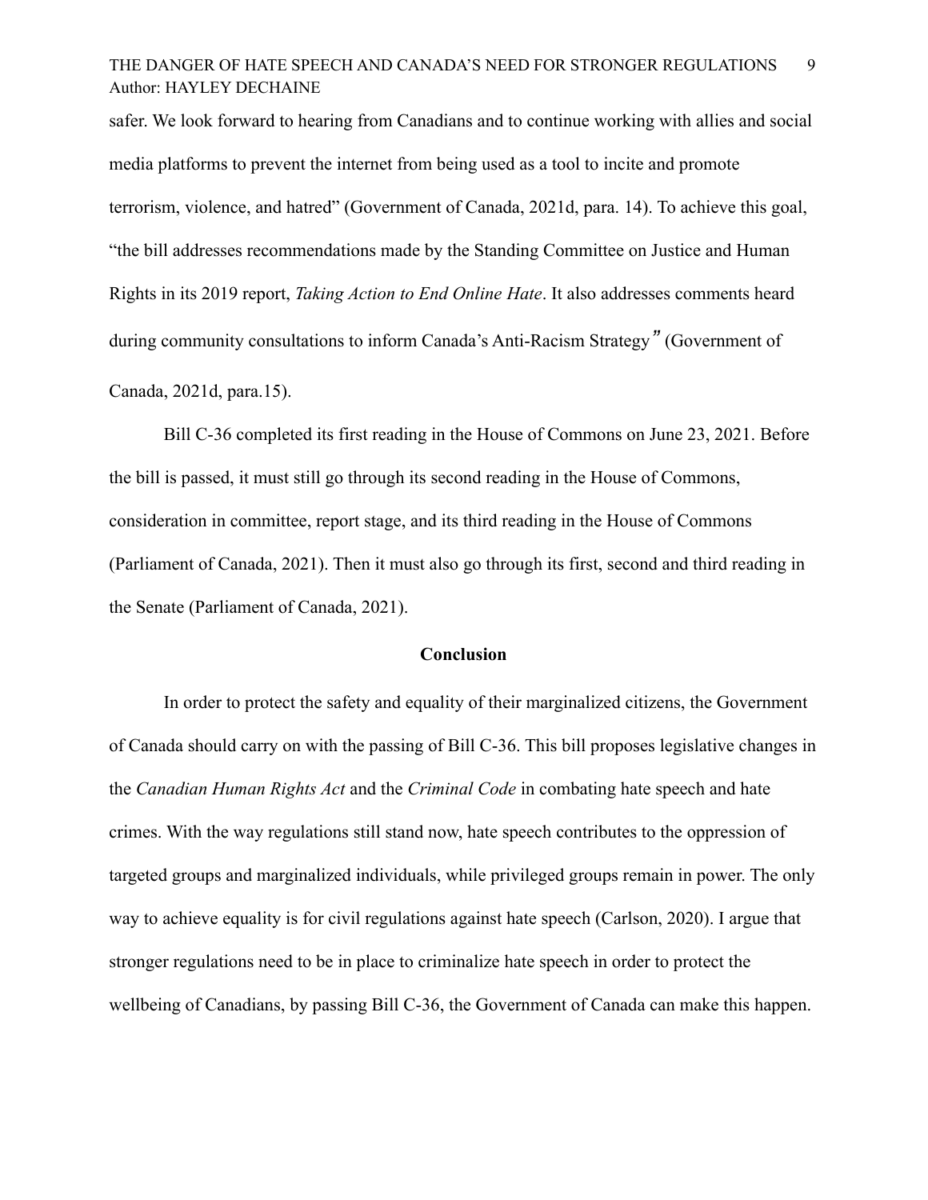safer. We look forward to hearing from Canadians and to continue working with allies and social media platforms to prevent the internet from being used as a tool to incite and promote terrorism, violence, and hatred" (Government of Canada, 2021d, para. 14). To achieve this goal, "the bill addresses recommendations made by the Standing Committee on Justice and Human Rights in its 2019 report, *Taking Action to End Online Hate*. It also addresses comments heard during community consultations to inform Canada's Anti-Racism Strategy" (Government of Canada, 2021d, para.15).

Bill C-36 completed its first reading in the House of Commons on June 23, 2021. Before the bill is passed, it must still go through its second reading in the House of Commons, consideration in committee, report stage, and its third reading in the House of Commons (Parliament of Canada, 2021). Then it must also go through its first, second and third reading in the Senate (Parliament of Canada, 2021).

## Conclusion

In order to protect the safety and equality of their marginalized citizens, the Government of Canada should carry on with the passing of Bill C-36. This bill proposes legislative changes in the *Canadian Human Rights Act* and the *Criminal Code* in combating hate speech and hate crimes. With the way regulations still stand now, hate speech contributes to the oppression of targeted groups and marginalized individuals, while privileged groups remain in power. The only way to achieve equality is for civil regulations against hate speech (Carlson, 2020). I argue that stronger regulations need to be in place to criminalize hate speech in order to protect the wellbeing of Canadians, by passing Bill C-36, the Government of Canada can make this happen.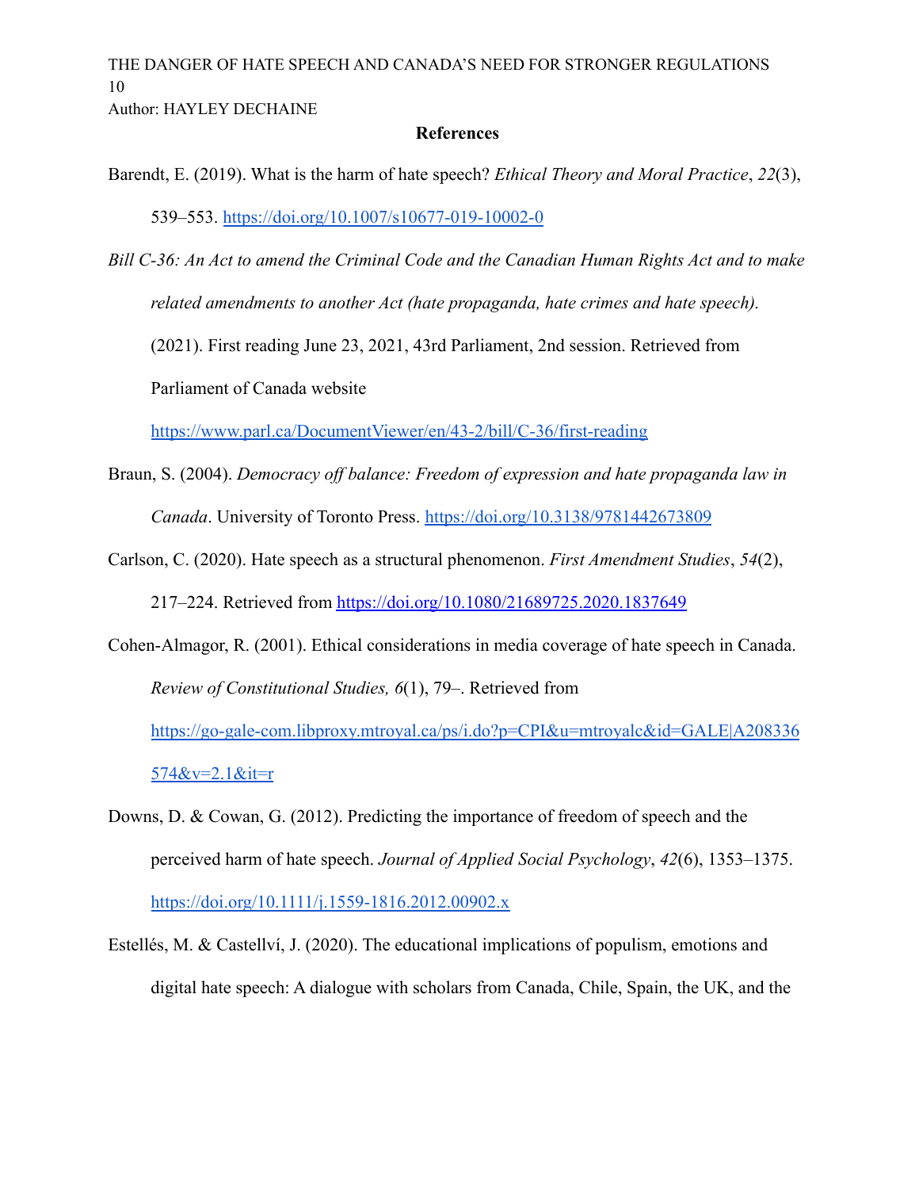## References

Barendt, E. (2019). What is the harm of hate speech? *Ethical Theory and Moral Practice*, *22*(3), 539–553. https://doi.org/10.1007/s10677-019-10002-0

*Bill C-36: An Act to amend the Criminal Code and the Canadian Human Rights Act and to make related amendments to another Act (hate propaganda, hate crimes and hate speech).* (2021). First reading June 23, 2021, 43rd Parliament, 2nd session. Retrieved from Parliament of Canada website https://www.parl.ca/DocumentViewer/en/43-2/bill/C-36/first-reading

Braun, S. (2004). *Democracy off balance: Freedom of expression and hate propaganda law in Canada*. University of Toronto Press. https://doi.org/10.3138/9781442673809

Carlson, C. (2020). Hate speech as a structural phenomenon. *First Amendment Studies*, *54*(2), 217–224. Retrieved from https://doi.org/10.1080/21689725.2020.1837649

Cohen-Almagor, R. (2001). Ethical considerations in media coverage of hate speech in Canada. *Review of Constitutional Studies, 6*(1), 79–. Retrieved from https://go-gale-com.libproxy.mtroyal.ca/ps/i.do?p=CPI&u=mtroyalc&id=GALE|A208336574&v=2.1&it=r

Downs, D. & Cowan, G. (2012). Predicting the importance of freedom of speech and the perceived harm of hate speech. *Journal of Applied Social Psychology*, *42*(6), 1353–1375. https://doi.org/10.1111/j.1559-1816.2012.00902.x

Estellés, M. & Castellví, J. (2020). The educational implications of populism, emotions and digital hate speech: A dialogue with scholars from Canada, Chile, Spain, the UK, and the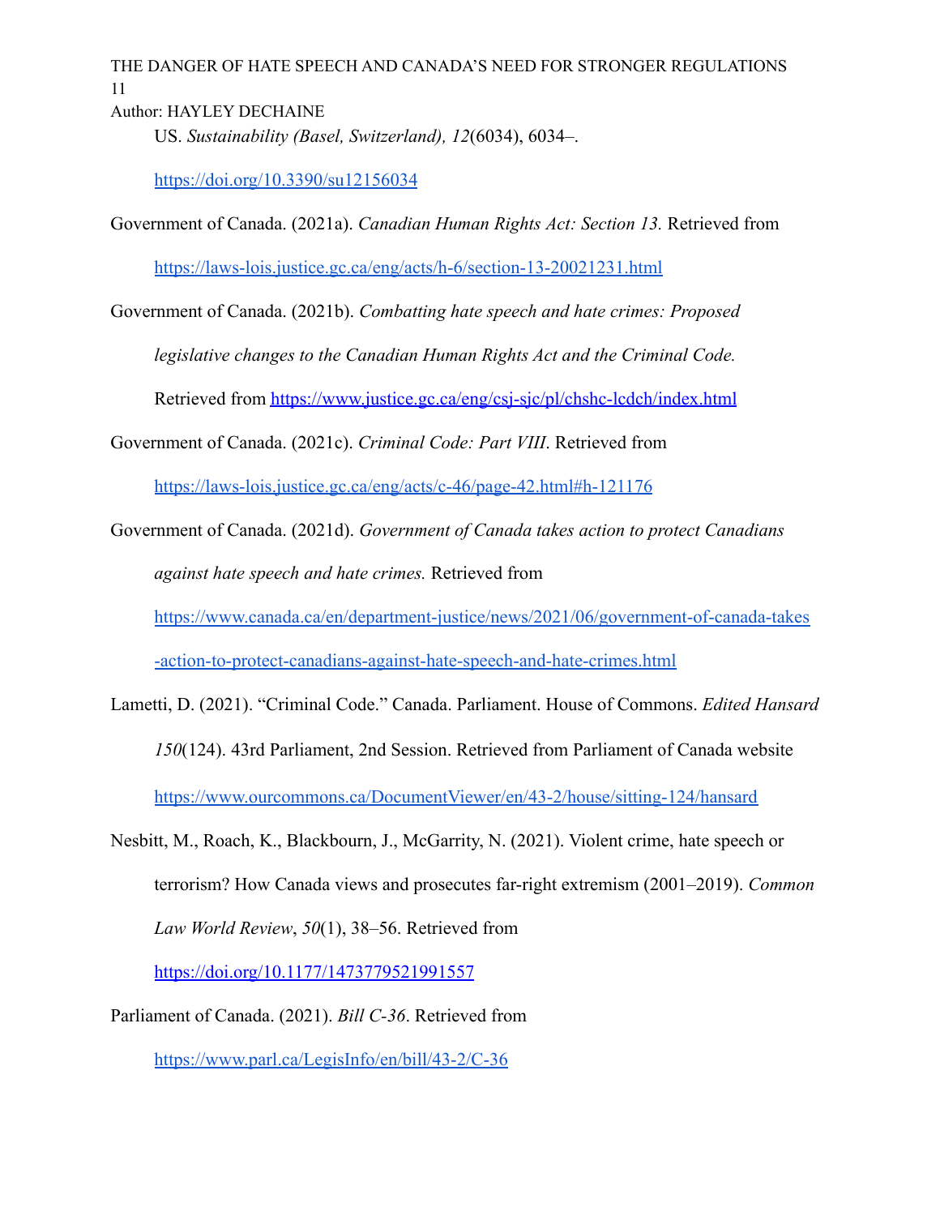US. *Sustainability (Basel, Switzerland), 12*(6034), 6034–. https://doi.org/10.3390/su12156034

Government of Canada. (2021a). *Canadian Human Rights Act: Section 13.* Retrieved from https://laws-lois.justice.gc.ca/eng/acts/h-6/section-13-20021231.html

Government of Canada. (2021b). *Combatting hate speech and hate crimes: Proposed legislative changes to the Canadian Human Rights Act and the Criminal Code.* Retrieved from https://www.justice.gc.ca/eng/csj-sjc/pl/chshc-lcdch/index.html

Government of Canada. (2021c). *Criminal Code: Part VIII*. Retrieved from https://laws-lois.justice.gc.ca/eng/acts/c-46/page-42.html#h-121176

Government of Canada. (2021d). *Government of Canada takes action to protect Canadians against hate speech and hate crimes.* Retrieved from https://www.canada.ca/en/department-justice/news/2021/06/government-of-canada-takes-action-to-protect-canadians-against-hate-speech-and-hate-crimes.html

Lametti, D. (2021). "Criminal Code." Canada. Parliament. House of Commons. *Edited Hansard 150*(124). 43rd Parliament, 2nd Session. Retrieved from Parliament of Canada website https://www.ourcommons.ca/DocumentViewer/en/43-2/house/sitting-124/hansard

Nesbitt, M., Roach, K., Blackbourn, J., McGarrity, N. (2021). Violent crime, hate speech or terrorism? How Canada views and prosecutes far-right extremism (2001–2019). *Common Law World Review*, *50*(1), 38–56. Retrieved from https://doi.org/10.1177/1473779521991557

Parliament of Canada. (2021). *Bill C-36*. Retrieved from https://www.parl.ca/LegisInfo/en/bill/43-2/C-36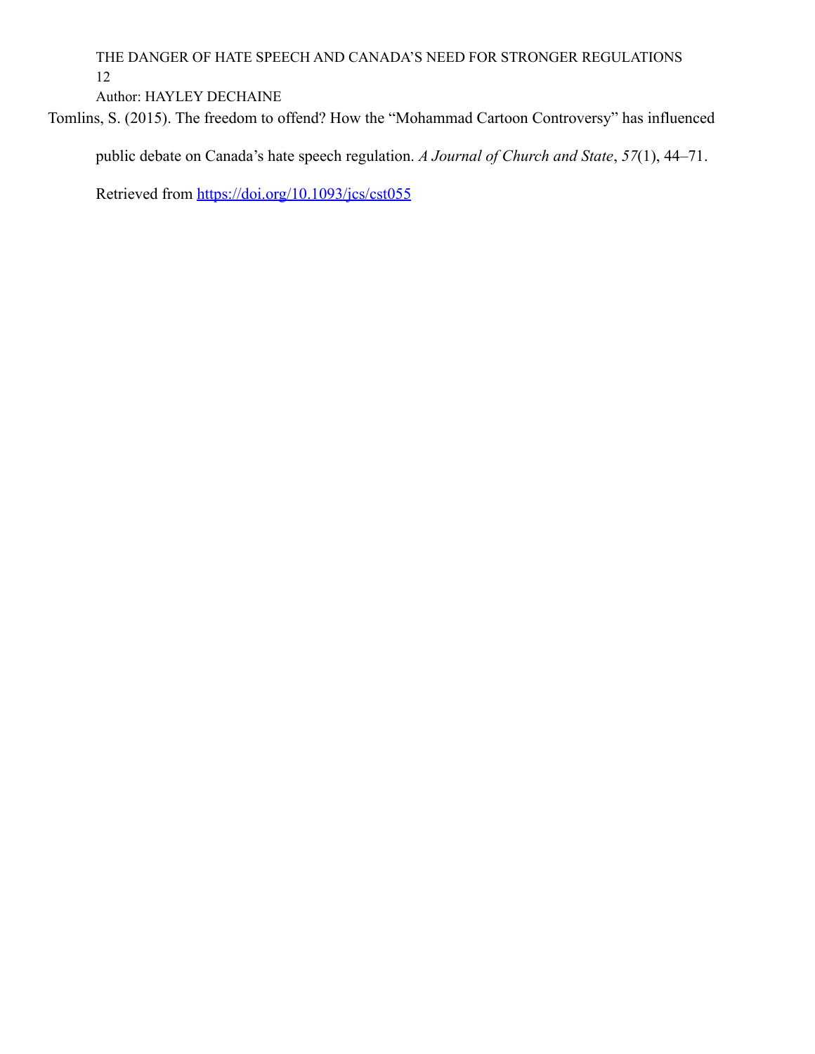Tomlins, S. (2015). The freedom to offend? How the "Mohammad Cartoon Controversy" has influenced public debate on Canada's hate speech regulation. *A Journal of Church and State*, *57*(1), 44–71. Retrieved from https://doi.org/10.1093/jcs/cst055